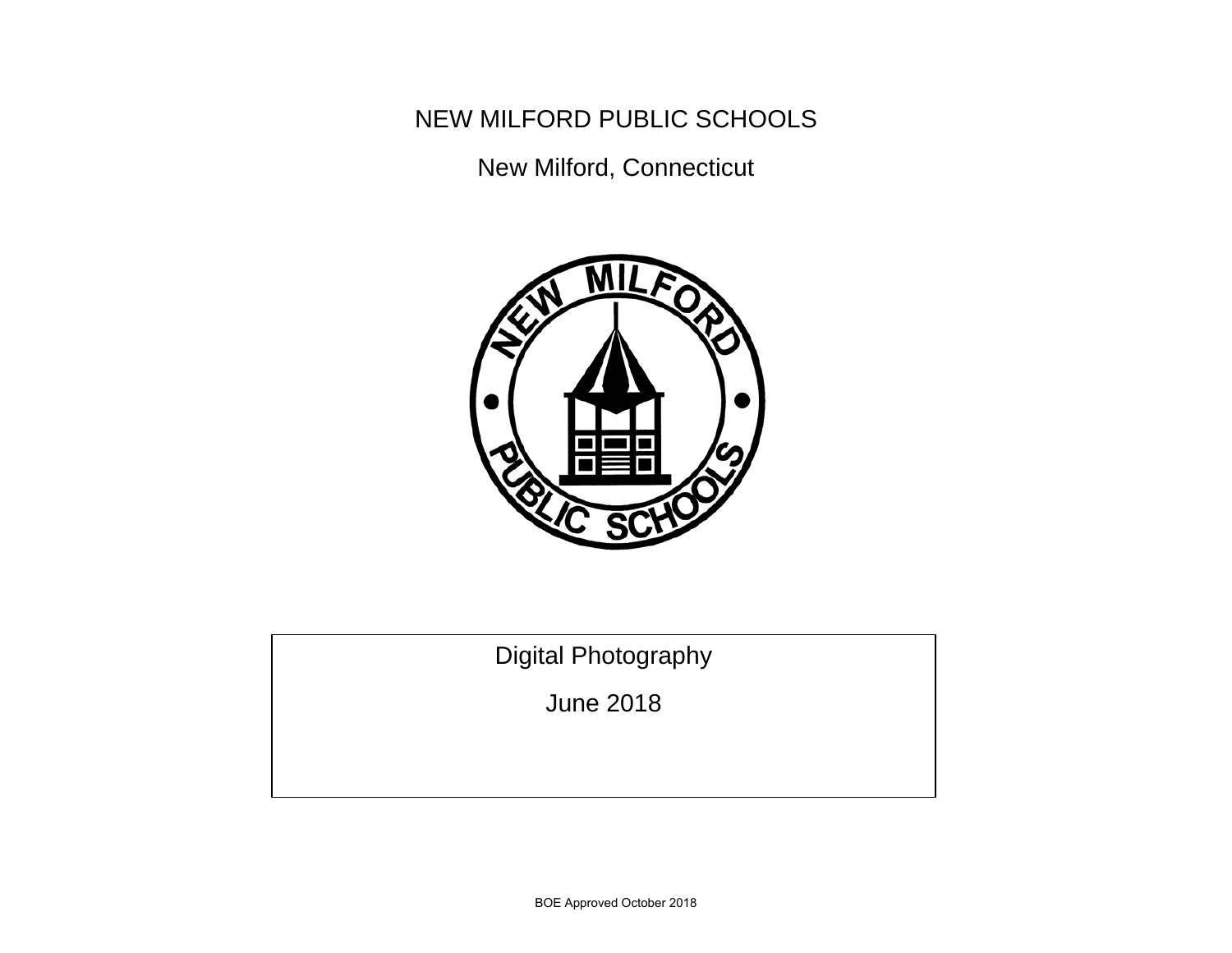# NEW MILFORD PUBLIC SCHOOLS

New Milford, Connecticut

Digital Photography

June 2018

BOE Approved October 2018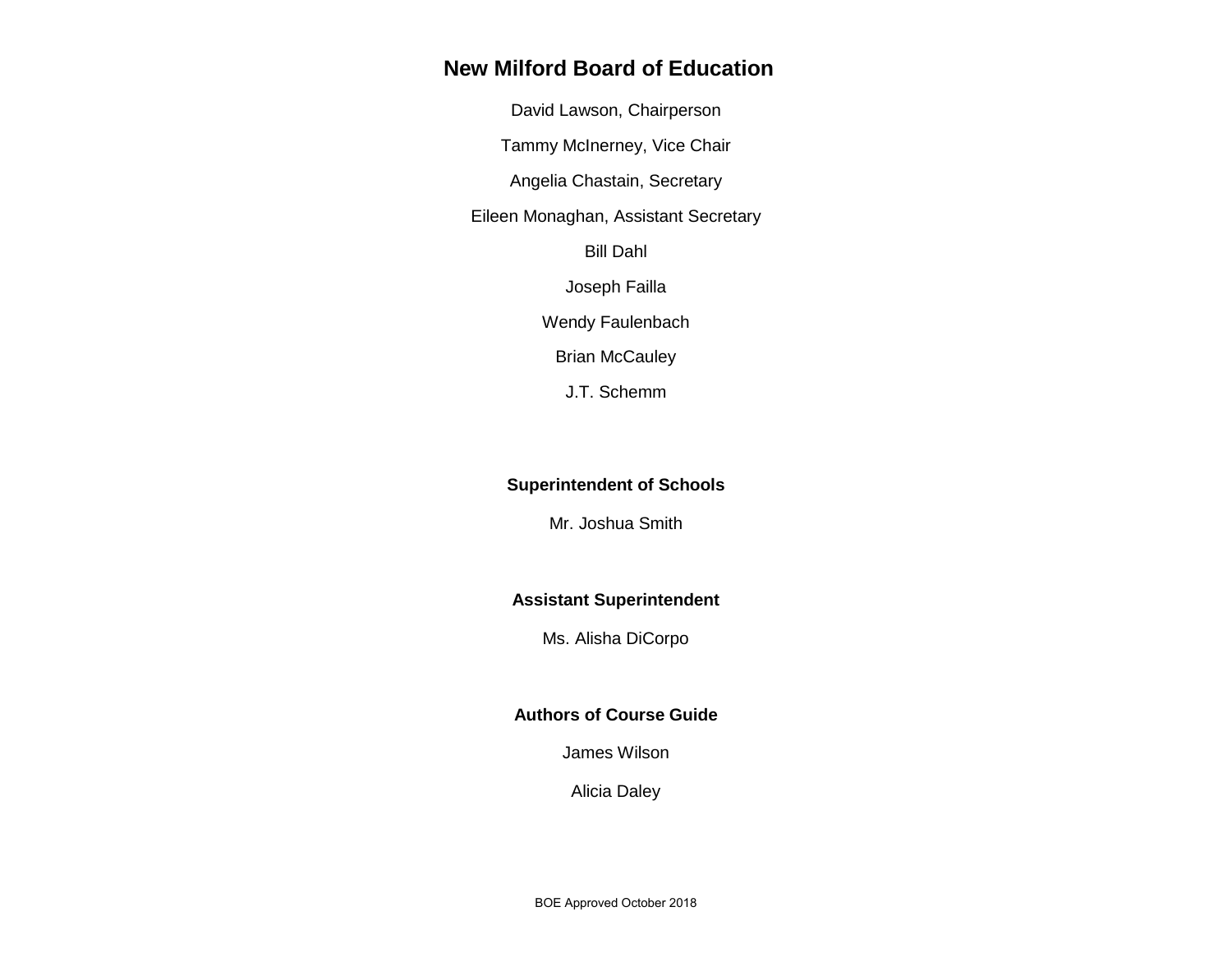# New Milford Board of Education

David Lawson, Chairperson

Tammy McInerney, Vice Chair

Angelia Chastain, Secretary

Eileen Monaghan, Assistant Secretary

Bill Dahl

Joseph Failla

Wendy Faulenbach

Brian McCauley

J.T. Schemm

## Superintendent of Schools

Mr. Joshua Smith

## Assistant Superintendent

Ms. Alisha DiCorpo

## Authors of Course Guide

James Wilson

Alicia Daley

BOE Approved October 2018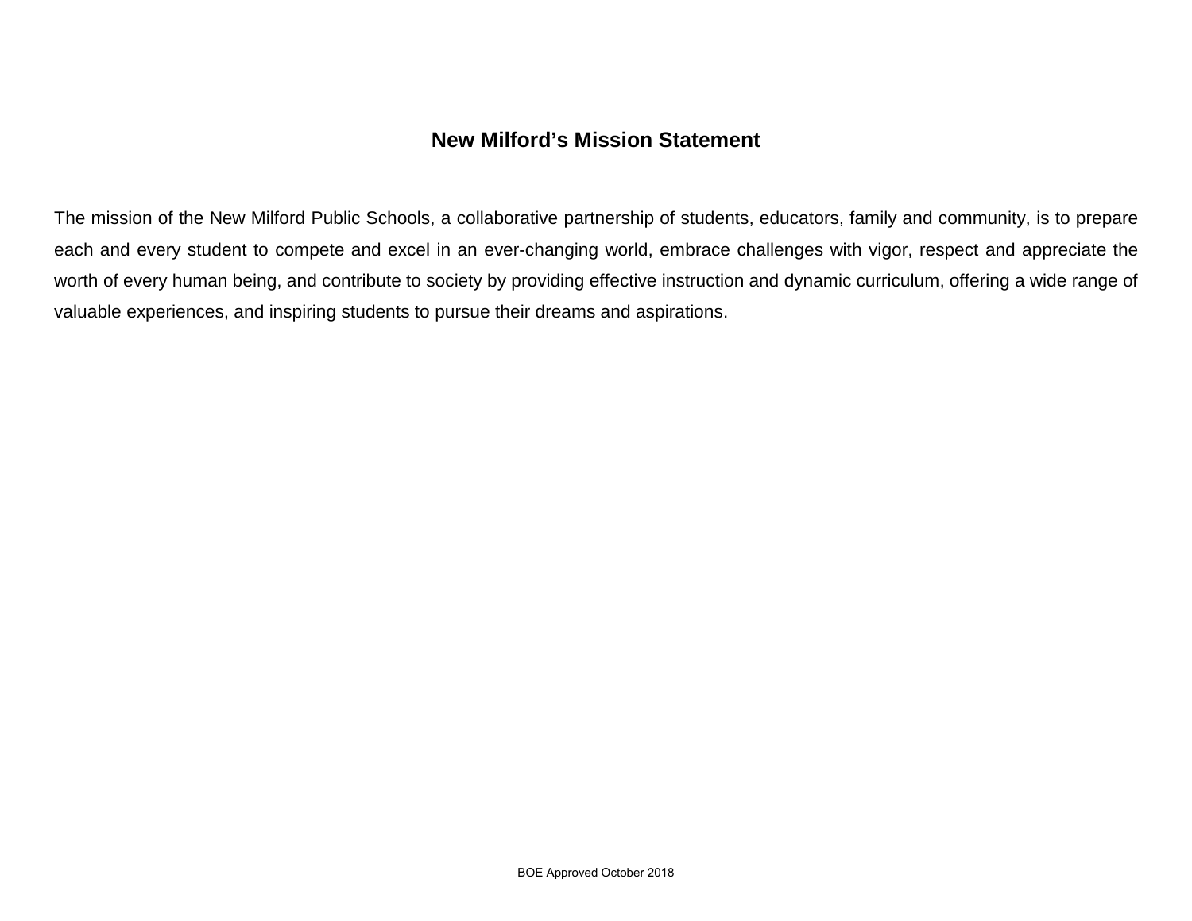## New Milford's Mission Statement

The mission of the New Milford Public Schools, a collaborative partnership of students, educators, family and community, is to prepare each and every student to compete and excel in an ever-changing world, embrace challenges with vigor, respect and appreciate the worth of every human being, and contribute to society by providing effective instruction and dynamic curriculum, offering a wide range of valuable experiences, and inspiring students to pursue their dreams and aspirations.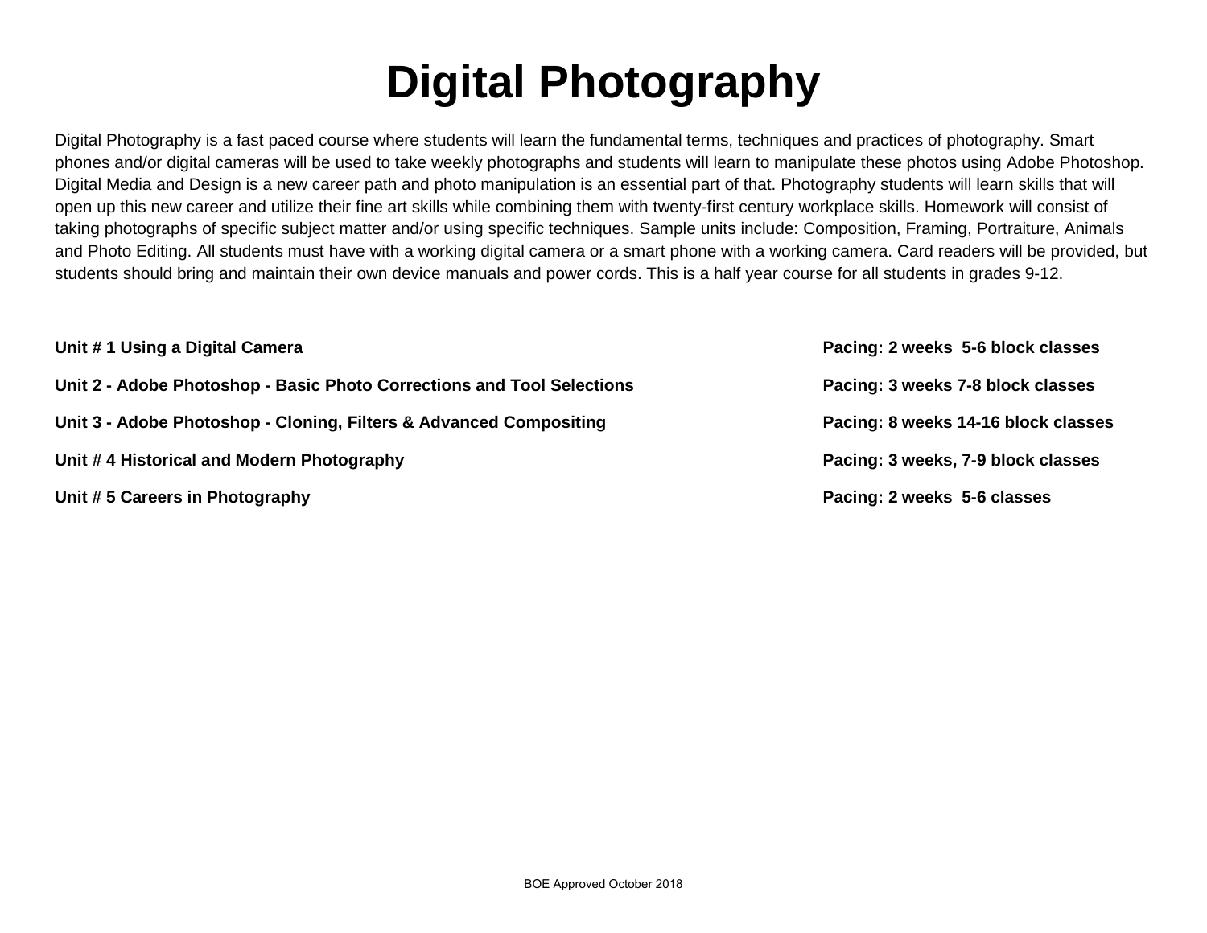# Digital Photography

Digital Photography is a fast paced course where students will learn the fundamental terms, techniques and practices of photography. Smart phones and/or digital cameras will be used to take weekly photographs and students will learn to manipulate these photos using Adobe Photoshop. Digital Media and Design is a new career path and photo manipulation is an essential part of that. Photography students will learn skills that will open up this new career and utilize their fine art skills while combining them with twenty-first century workplace skills. Homework will consist of taking photographs of specific subject matter and/or using specific techniques. Sample units include: Composition, Framing, Portraiture, Animals and Photo Editing. All students must have with a working digital camera or a smart phone with a working camera. Card readers will be provided, but students should bring and maintain their own device manuals and power cords. This is a half year course for all students in grades 9-12.

| | |
|---|---|
| **Unit # 1 Using a Digital Camera** | **Pacing: 2 weeks 5-6 block classes** |
| **Unit 2 - Adobe Photoshop - Basic Photo Corrections and Tool Selections** | **Pacing: 3 weeks 7-8 block classes** |
| **Unit 3 - Adobe Photoshop - Cloning, Filters & Advanced Compositing** | **Pacing: 8 weeks 14-16 block classes** |
| **Unit # 4 Historical and Modern Photography** | **Pacing: 3 weeks, 7-9 block classes** |
| **Unit # 5 Careers in Photography** | **Pacing: 2 weeks 5-6 classes** |

BOE Approved October 2018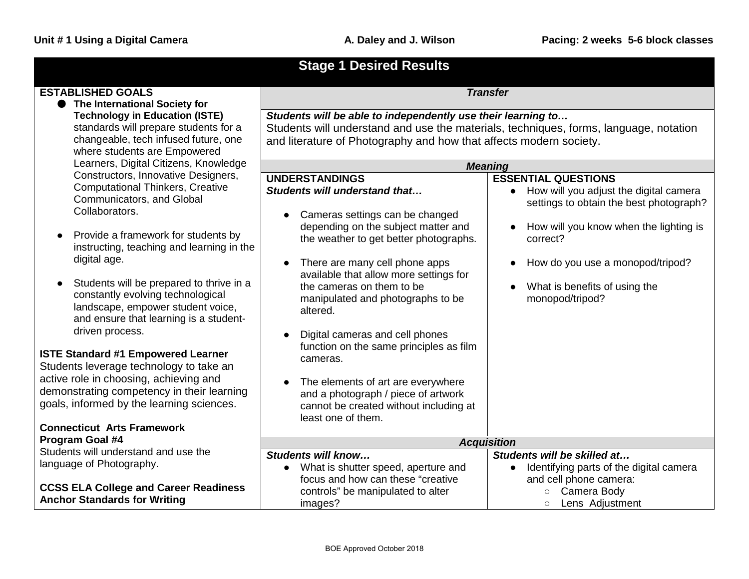**Unit # 1 Using a Digital Camera** **A. Daley and J. Wilson** **Pacing: 2 weeks 5-6 block classes**

## Stage 1 Desired Results

**ESTABLISHED GOALS**

- **The International Society for Technology in Education (ISTE)** standards will prepare students for a changeable, tech infused future, one where students are Empowered Learners, Digital Citizens, Knowledge Constructors, Innovative Designers, Computational Thinkers, Creative Communicators, and Global Collaborators.
- Provide a framework for students by instructing, teaching and learning in the digital age.
- Students will be prepared to thrive in a constantly evolving technological landscape, empower student voice, and ensure that learning is a student-driven process.

**ISTE Standard #1 Empowered Learner**
Students leverage technology to take an active role in choosing, achieving and demonstrating competency in their learning goals, informed by the learning sciences.

**Connecticut Arts Framework Program Goal #4**
Students will understand and use the language of Photography.

**CCSS ELA College and Career Readiness Anchor Standards for Writing**

***Transfer***

***Students will be able to independently use their learning to…***
Students will understand and use the materials, techniques, forms, language, notation and literature of Photography and how that affects modern society.

***Meaning***

| UNDERSTANDINGS<br>***Students will understand that…*** | ESSENTIAL QUESTIONS |
|---|---|
| • Cameras settings can be changed depending on the subject matter and the weather to get better photographs.<br><br>• There are many cell phone apps available that allow more settings for the cameras on them to be manipulated and photographs to be altered.<br><br>• Digital cameras and cell phones function on the same principles as film cameras.<br><br>• The elements of art are everywhere and a photograph / piece of artwork cannot be created without including at least one of them. | • How will you adjust the digital camera settings to obtain the best photograph?<br><br>• How will you know when the lighting is correct?<br><br>• How do you use a monopod/tripod?<br><br>• What is benefits of using the monopod/tripod? |

***Acquisition***

| ***Students will know…*** | ***Students will be skilled at…*** |
|---|---|
| • What is shutter speed, aperture and focus and how can these "creative controls" be manipulated to alter images? | • Identifying parts of the digital camera and cell phone camera:<br>  ○ Camera Body<br>  ○ Lens Adjustment |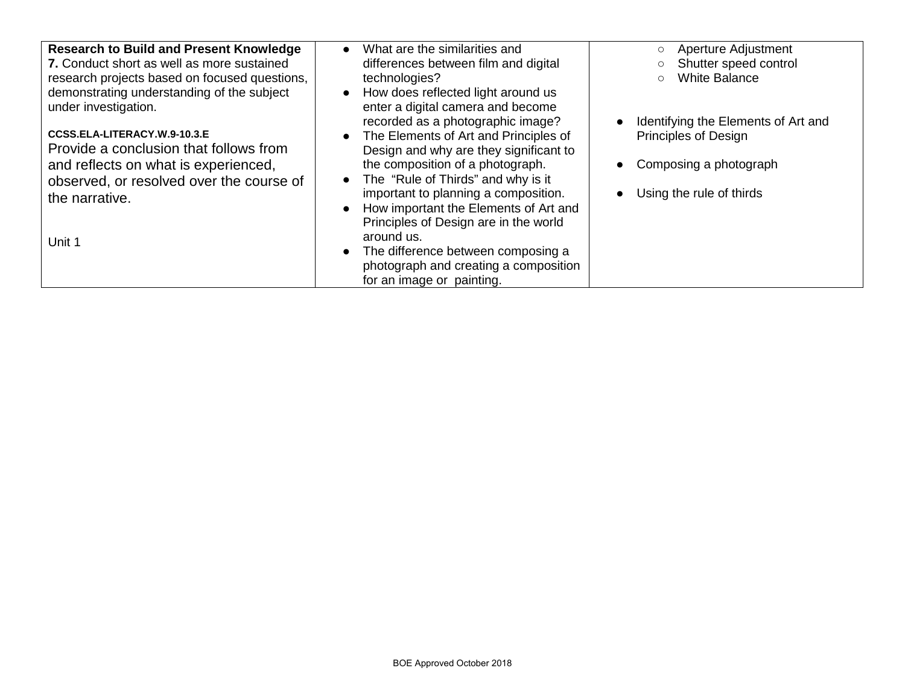| | | |
|---|---|---|
| **Research to Build and Present Knowledge**<br>**7.** Conduct short as well as more sustained research projects based on focused questions, demonstrating understanding of the subject under investigation.<br><br>**CCSS.ELA-LITERACY.W.9-10.3.E**<br>Provide a conclusion that follows from and reflects on what is experienced, observed, or resolved over the course of the narrative.<br><br>Unit 1 | ● What are the similarities and differences between film and digital technologies?<br>● How does reflected light around us enter a digital camera and become recorded as a photographic image?<br>● The Elements of Art and Principles of Design and why are they significant to the composition of a photograph.<br>● The "Rule of Thirds" and why is it important to planning a composition.<br>● How important the Elements of Art and Principles of Design are in the world around us.<br>● The difference between composing a photograph and creating a composition for an image or painting. | ○ Aperture Adjustment<br>○ Shutter speed control<br>○ White Balance<br><br>● Identifying the Elements of Art and Principles of Design<br><br>● Composing a photograph<br><br>● Using the rule of thirds |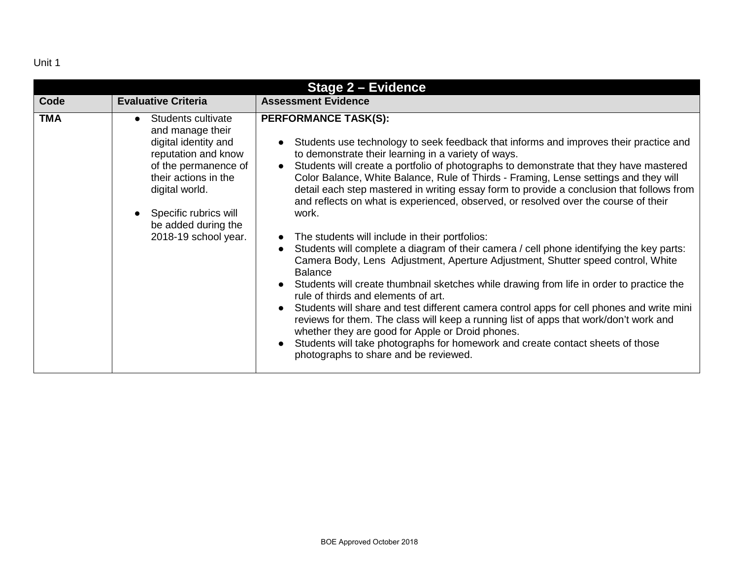Unit 1

| Stage 2 – Evidence | | |
|---|---|---|
| **Code** | **Evaluative Criteria** | **Assessment Evidence** |
| **TMA** | • Students cultivate and manage their digital identity and reputation and know of the permanence of their actions in the digital world.<br><br>• Specific rubrics will be added during the 2018-19 school year. | **PERFORMANCE TASK(S):**<br><br>• Students use technology to seek feedback that informs and improves their practice and to demonstrate their learning in a variety of ways.<br>• Students will create a portfolio of photographs to demonstrate that they have mastered Color Balance, White Balance, Rule of Thirds - Framing, Lense settings and they will detail each step mastered in writing essay form to provide a conclusion that follows from and reflects on what is experienced, observed, or resolved over the course of their work.<br><br>• The students will include in their portfolios:<br>• Students will complete a diagram of their camera / cell phone identifying the key parts: Camera Body, Lens Adjustment, Aperture Adjustment, Shutter speed control, White Balance<br>• Students will create thumbnail sketches while drawing from life in order to practice the rule of thirds and elements of art.<br>• Students will share and test different camera control apps for cell phones and write mini reviews for them. The class will keep a running list of apps that work/don't work and whether they are good for Apple or Droid phones.<br>• Students will take photographs for homework and create contact sheets of those photographs to share and be reviewed. |

BOE Approved October 2018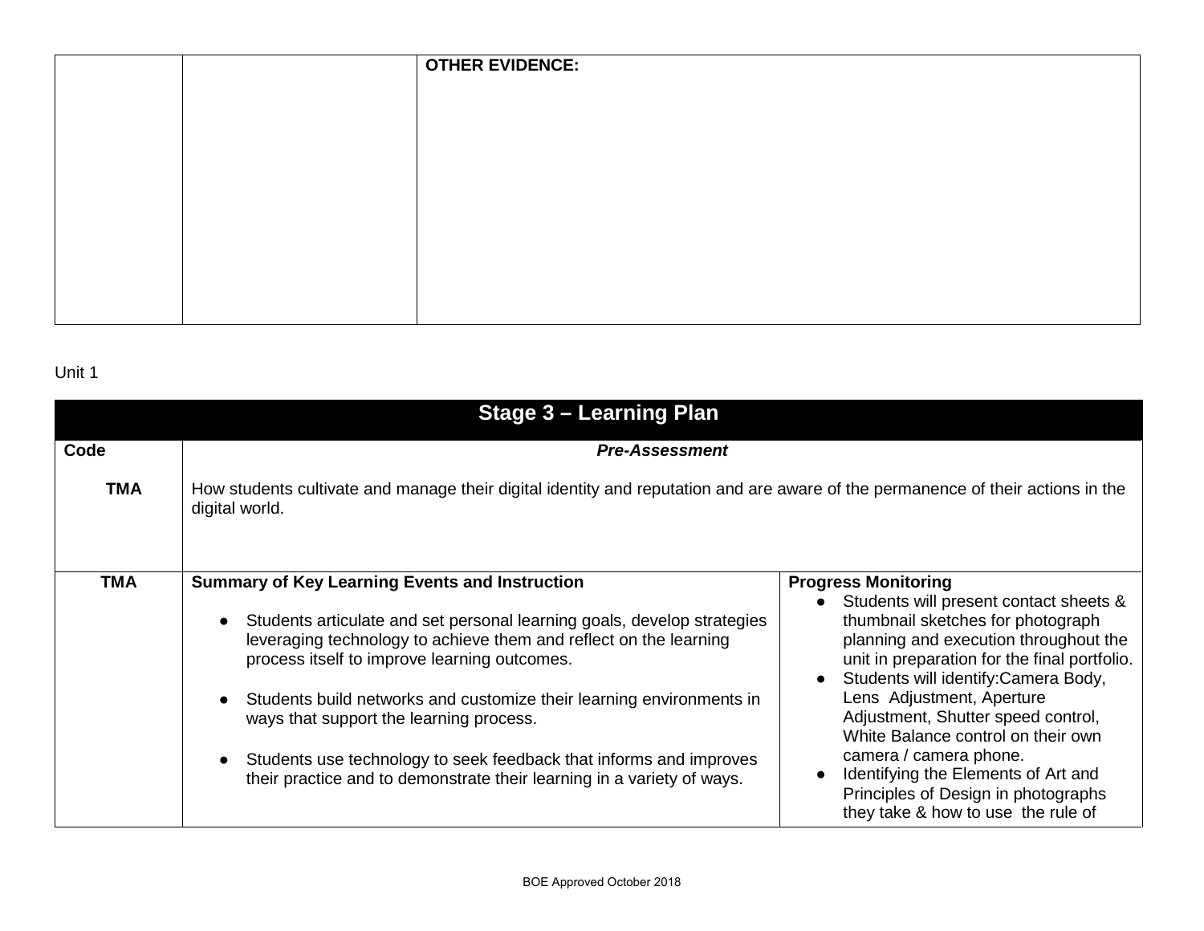|  |  | **OTHER EVIDENCE:** |
|---|---|---|

Unit 1

| **Stage 3 – Learning Plan** | | |
|---|---|---|
| **Code** | ***Pre-Assessment*** | |
| **TMA** | How students cultivate and manage their digital identity and reputation and are aware of the permanence of their actions in the digital world. | |
| **TMA** | **Summary of Key Learning Events and Instruction**<br><br>● Students articulate and set personal learning goals, develop strategies leveraging technology to achieve them and reflect on the learning process itself to improve learning outcomes.<br><br>● Students build networks and customize their learning environments in ways that support the learning process.<br><br>● Students use technology to seek feedback that informs and improves their practice and to demonstrate their learning in a variety of ways. | **Progress Monitoring**<br>● Students will present contact sheets & thumbnail sketches for photograph planning and execution throughout the unit in preparation for the final portfolio.<br>● Students will identify:Camera Body, Lens Adjustment, Aperture Adjustment, Shutter speed control, White Balance control on their own camera / camera phone.<br>● Identifying the Elements of Art and Principles of Design in photographs they take & how to use the rule of |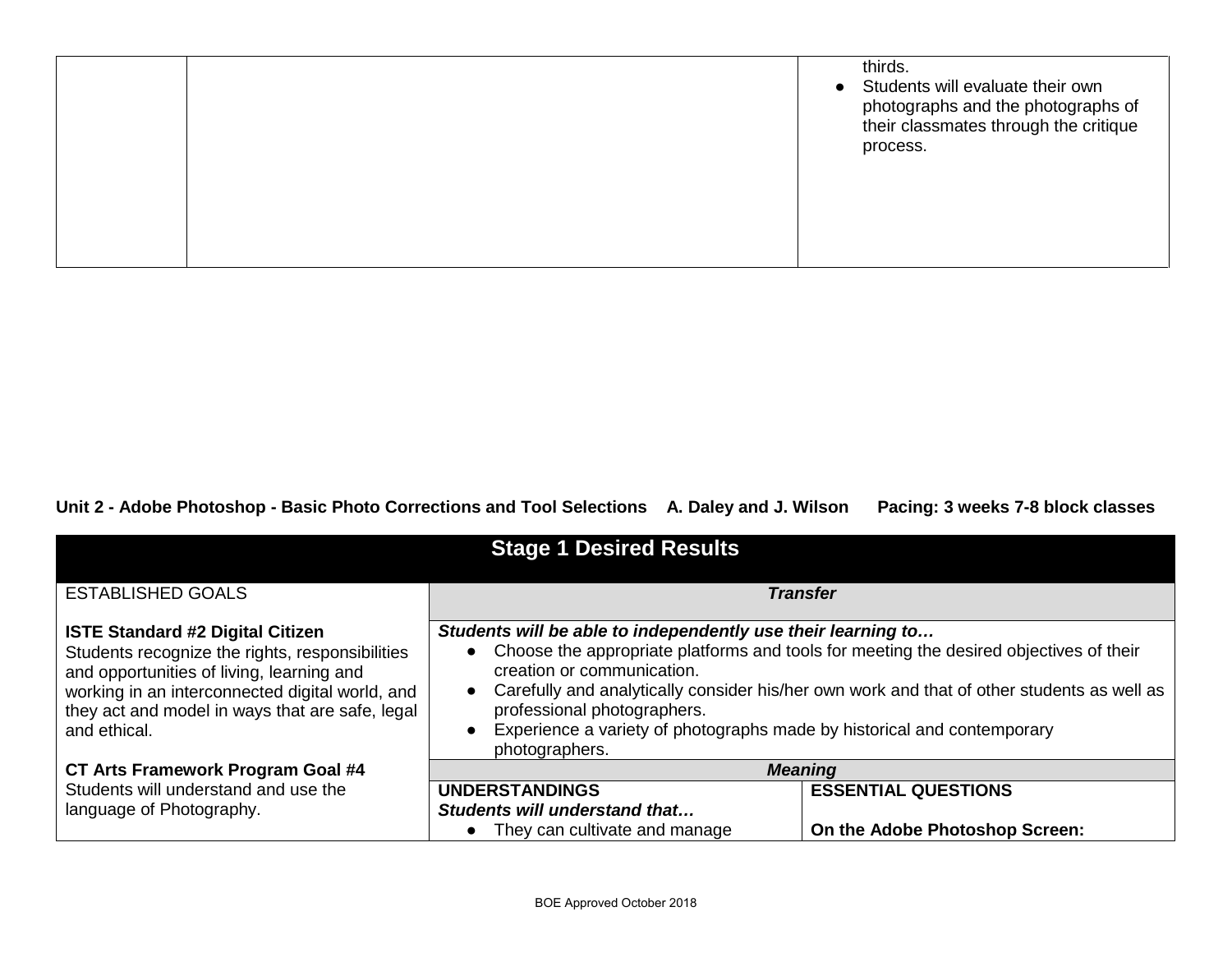| | | thirds.<br>● Students will evaluate their own photographs and the photographs of their classmates through the critique process. |
|---|---|---|

**Unit 2 - Adobe Photoshop - Basic Photo Corrections and Tool Selections    A. Daley and J. Wilson    Pacing: 3 weeks 7-8 block classes**

| Stage 1 Desired Results | | |
|---|---|---|
| ESTABLISHED GOALS<br><br>**ISTE Standard #2 Digital Citizen**<br>Students recognize the rights, responsibilities and opportunities of living, learning and working in an interconnected digital world, and they act and model in ways that are safe, legal and ethical.<br><br>**CT Arts Framework Program Goal #4**<br>Students will understand and use the language of Photography. | ***Transfer*** | |
| | ***Students will be able to independently use their learning to…***<br>● Choose the appropriate platforms and tools for meeting the desired objectives of their creation or communication.<br>● Carefully and analytically consider his/her own work and that of other students as well as professional photographers.<br>● Experience a variety of photographs made by historical and contemporary photographers. | |
| | ***Meaning*** | |
| | **UNDERSTANDINGS**<br>***Students will understand that…***<br>● They can cultivate and manage | **ESSENTIAL QUESTIONS**<br><br>**On the Adobe Photoshop Screen:** |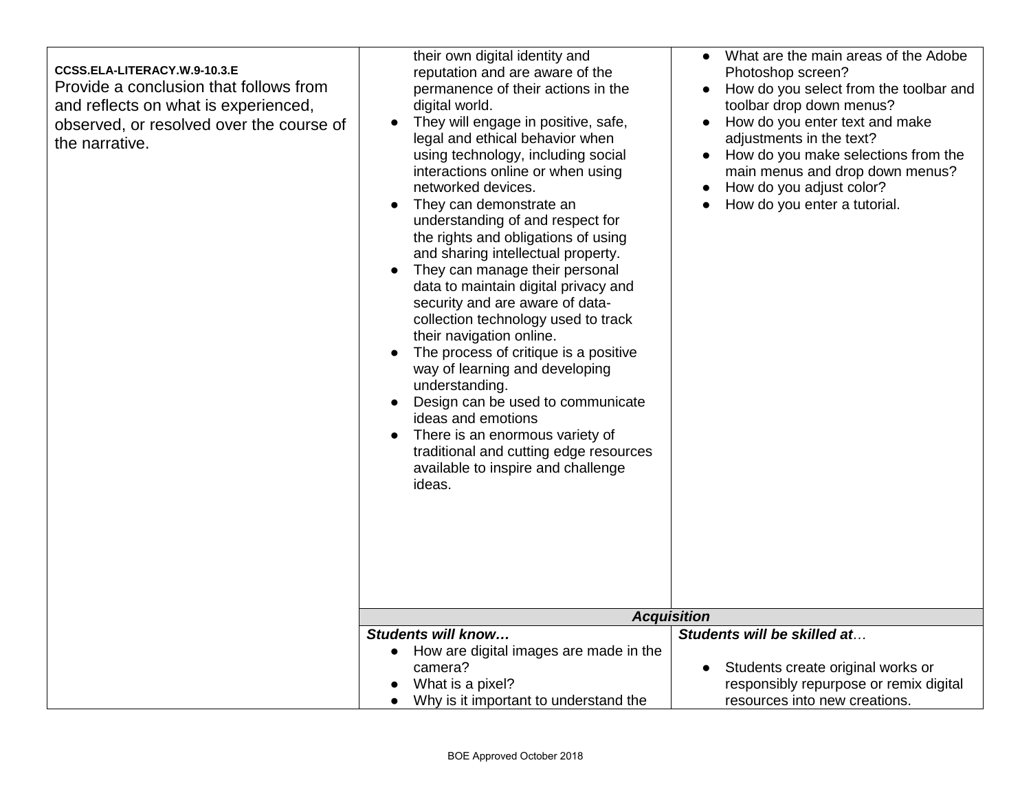| | | |
|---|---|---|
| **CCSS.ELA-LITERACY.W.9-10.3.E**<br>Provide a conclusion that follows from and reflects on what is experienced, observed, or resolved over the course of the narrative. | their own digital identity and reputation and are aware of the permanence of their actions in the digital world.<br>● They will engage in positive, safe, legal and ethical behavior when using technology, including social interactions online or when using networked devices.<br>● They can demonstrate an understanding of and respect for the rights and obligations of using and sharing intellectual property.<br>● They can manage their personal data to maintain digital privacy and security and are aware of data-collection technology used to track their navigation online.<br>● The process of critique is a positive way of learning and developing understanding.<br>● Design can be used to communicate ideas and emotions<br>● There is an enormous variety of traditional and cutting edge resources available to inspire and challenge ideas. | ● What are the main areas of the Adobe Photoshop screen?<br>● How do you select from the toolbar and toolbar drop down menus?<br>● How do you enter text and make adjustments in the text?<br>● How do you make selections from the main menus and drop down menus?<br>● How do you adjust color?<br>● How do you enter a tutorial. |
| | ***Acquisition*** | |
| | ***Students will know…***<br>● How are digital images are made in the camera?<br>● What is a pixel?<br>● Why is it important to understand the | ***Students will be skilled at…***<br><br>● Students create original works or responsibly repurpose or remix digital resources into new creations. |

BOE Approved October 2018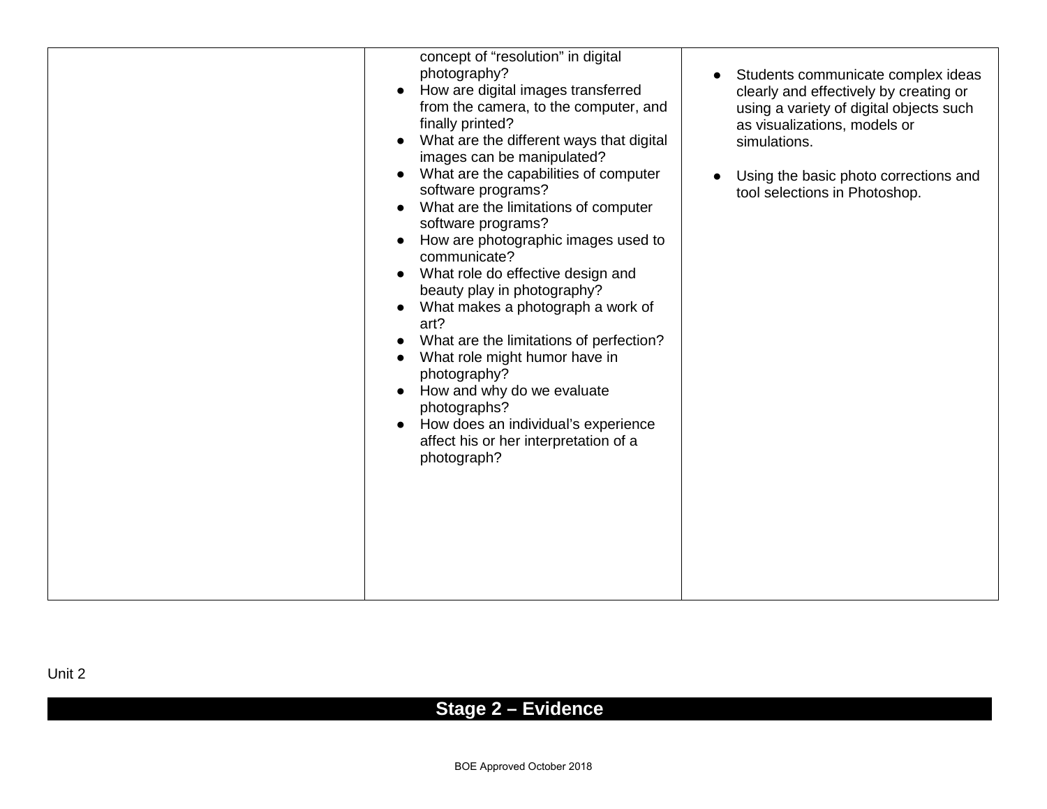| | | |
|---|---|---|
| | concept of “resolution” in digital photography?<br>● How are digital images transferred from the camera, to the computer, and finally printed?<br>● What are the different ways that digital images can be manipulated?<br>● What are the capabilities of computer software programs?<br>● What are the limitations of computer software programs?<br>● How are photographic images used to communicate?<br>● What role do effective design and beauty play in photography?<br>● What makes a photograph a work of art?<br>● What are the limitations of perfection?<br>● What role might humor have in photography?<br>● How and why do we evaluate photographs?<br>● How does an individual’s experience affect his or her interpretation of a photograph? | ● Students communicate complex ideas clearly and effectively by creating or using a variety of digital objects such as visualizations, models or simulations.<br><br>● Using the basic photo corrections and tool selections in Photoshop. |

Unit 2

## Stage 2 – Evidence

BOE Approved October 2018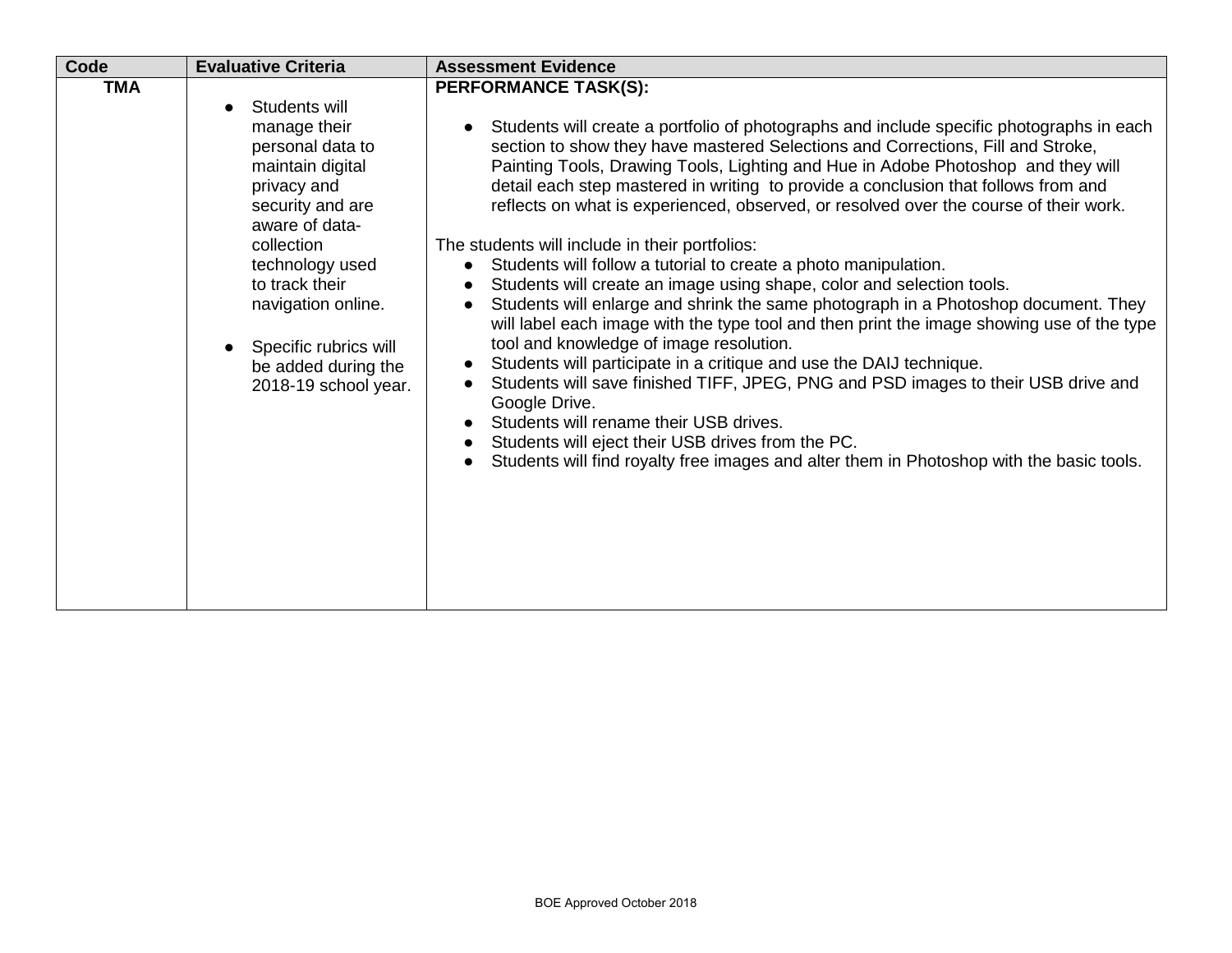| Code | Evaluative Criteria | Assessment Evidence |
|---|---|---|
| TMA | • Students will manage their personal data to maintain digital privacy and security and are aware of data-collection technology used to track their navigation online.<br><br>• Specific rubrics will be added during the 2018-19 school year. | **PERFORMANCE TASK(S):**<br><br>• Students will create a portfolio of photographs and include specific photographs in each section to show they have mastered Selections and Corrections, Fill and Stroke, Painting Tools, Drawing Tools, Lighting and Hue in Adobe Photoshop and they will detail each step mastered in writing to provide a conclusion that follows from and reflects on what is experienced, observed, or resolved over the course of their work.<br><br>The students will include in their portfolios:<br>• Students will follow a tutorial to create a photo manipulation.<br>• Students will create an image using shape, color and selection tools.<br>• Students will enlarge and shrink the same photograph in a Photoshop document. They will label each image with the type tool and then print the image showing use of the type tool and knowledge of image resolution.<br>• Students will participate in a critique and use the DAIJ technique.<br>• Students will save finished TIFF, JPEG, PNG and PSD images to their USB drive and Google Drive.<br>• Students will rename their USB drives.<br>• Students will eject their USB drives from the PC.<br>• Students will find royalty free images and alter them in Photoshop with the basic tools. |

BOE Approved October 2018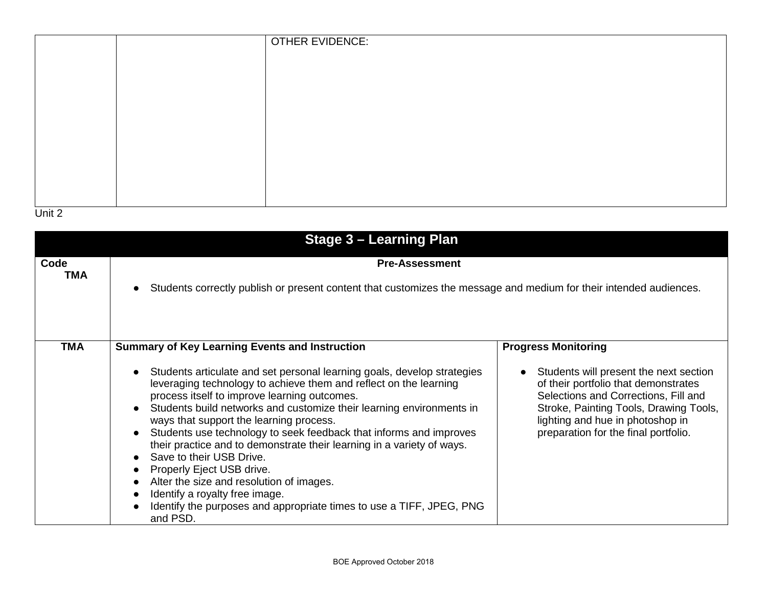| | | OTHER EVIDENCE: |
|---|---|---|

Unit 2

| Stage 3 – Learning Plan | | |
|---|---|---|
| **Code** **TMA** | **Pre-Assessment** <br> ● Students correctly publish or present content that customizes the message and medium for their intended audiences. | |
| **TMA** | **Summary of Key Learning Events and Instruction** <br> ● Students articulate and set personal learning goals, develop strategies leveraging technology to achieve them and reflect on the learning process itself to improve learning outcomes. <br> ● Students build networks and customize their learning environments in ways that support the learning process. <br> ● Students use technology to seek feedback that informs and improves their practice and to demonstrate their learning in a variety of ways. <br> ● Save to their USB Drive. <br> ● Properly Eject USB drive. <br> ● Alter the size and resolution of images. <br> ● Identify a royalty free image. <br> ● Identify the purposes and appropriate times to use a TIFF, JPEG, PNG and PSD. | **Progress Monitoring** <br> ● Students will present the next section of their portfolio that demonstrates Selections and Corrections, Fill and Stroke, Painting Tools, Drawing Tools, lighting and hue in photoshop in preparation for the final portfolio. |

BOE Approved October 2018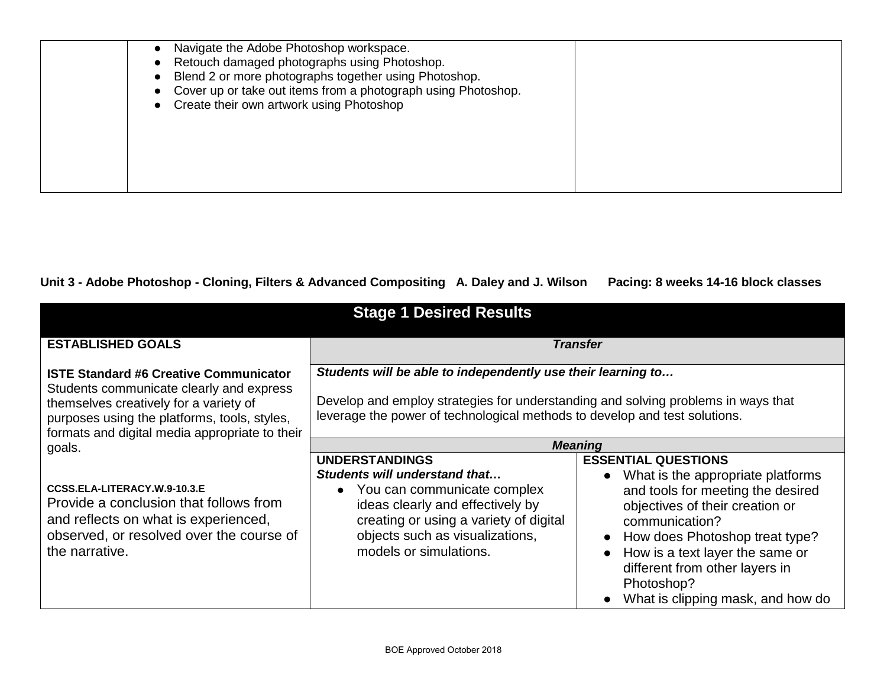| | | |
|---|---|---|
| | • Navigate the Adobe Photoshop workspace.<br>• Retouch damaged photographs using Photoshop.<br>• Blend 2 or more photographs together using Photoshop.<br>• Cover up or take out items from a photograph using Photoshop.<br>• Create their own artwork using Photoshop | |

**Unit 3 - Adobe Photoshop - Cloning, Filters & Advanced Compositing   A. Daley and J. Wilson      Pacing: 8 weeks 14-16 block classes**

| Stage 1 Desired Results | | |
|---|---|---|
| **ESTABLISHED GOALS**<br><br>**ISTE Standard #6 Creative Communicator** Students communicate clearly and express themselves creatively for a variety of purposes using the platforms, tools, styles, formats and digital media appropriate to their goals.<br><br>**CCSS.ELA-LITERACY.W.9-10.3.E**<br>Provide a conclusion that follows from and reflects on what is experienced, observed, or resolved over the course of the narrative. | ***Transfer***<br><br>***Students will be able to independently use their learning to…***<br><br>Develop and employ strategies for understanding and solving problems in ways that leverage the power of technological methods to develop and test solutions. | |
| | ***Meaning*** | |
| | **UNDERSTANDINGS**<br>***Students will understand that…***<br>• You can communicate complex ideas clearly and effectively by creating or using a variety of digital objects such as visualizations, models or simulations. | **ESSENTIAL QUESTIONS**<br>• What is the appropriate platforms and tools for meeting the desired objectives of their creation or communication?<br>• How does Photoshop treat type?<br>• How is a text layer the same or different from other layers in Photoshop?<br>• What is clipping mask, and how do |

BOE Approved October 2018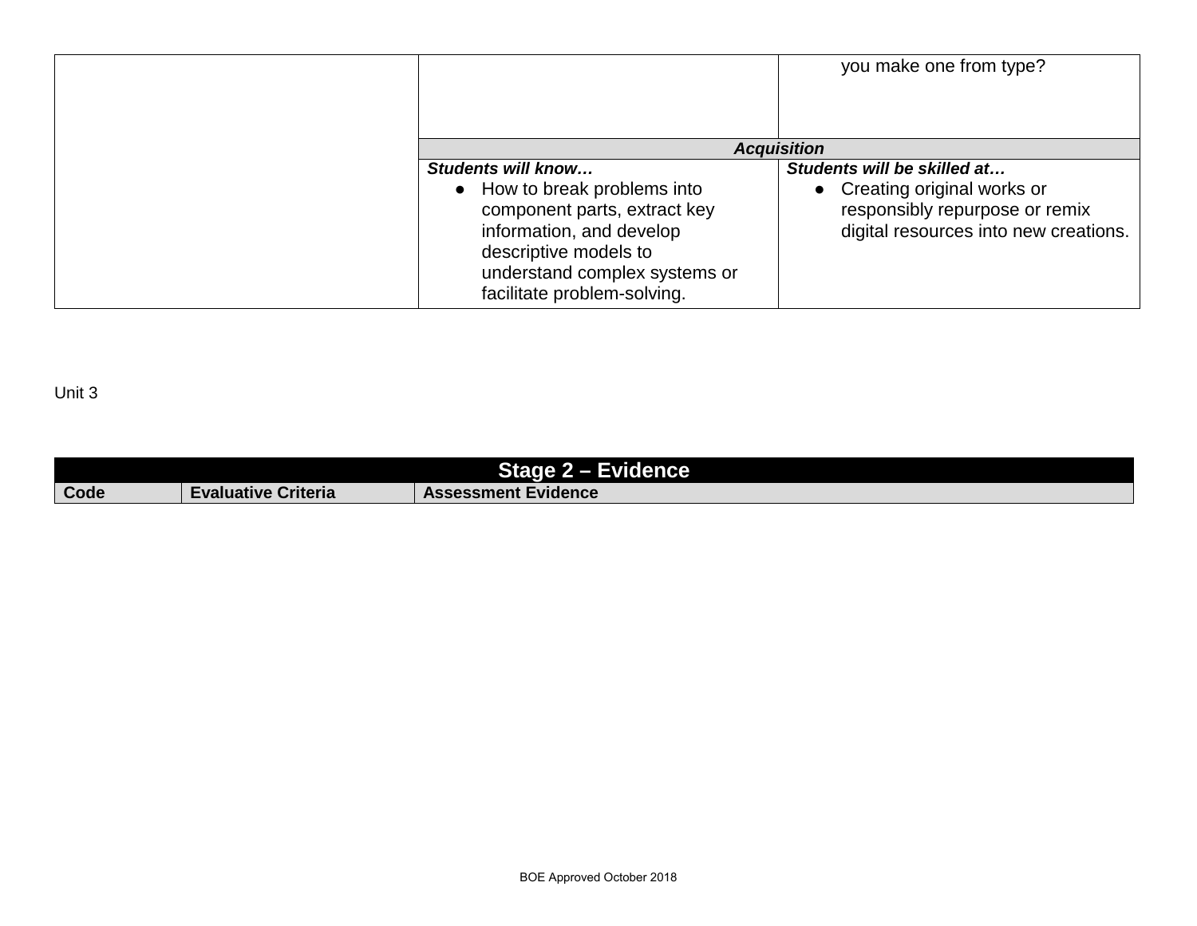| | | |
|---|---|---|
| | | you make one from type? |
| | ***Acquisition*** | |
| | ***Students will know…*** <br> ● How to break problems into component parts, extract key information, and develop descriptive models to understand complex systems or facilitate problem-solving. | ***Students will be skilled at…*** <br> ● Creating original works or responsibly repurpose or remix digital resources into new creations. |

Unit 3

| **Stage 2 – Evidence** | | |
|---|---|---|
| **Code** | **Evaluative Criteria** | **Assessment Evidence** |

BOE Approved October 2018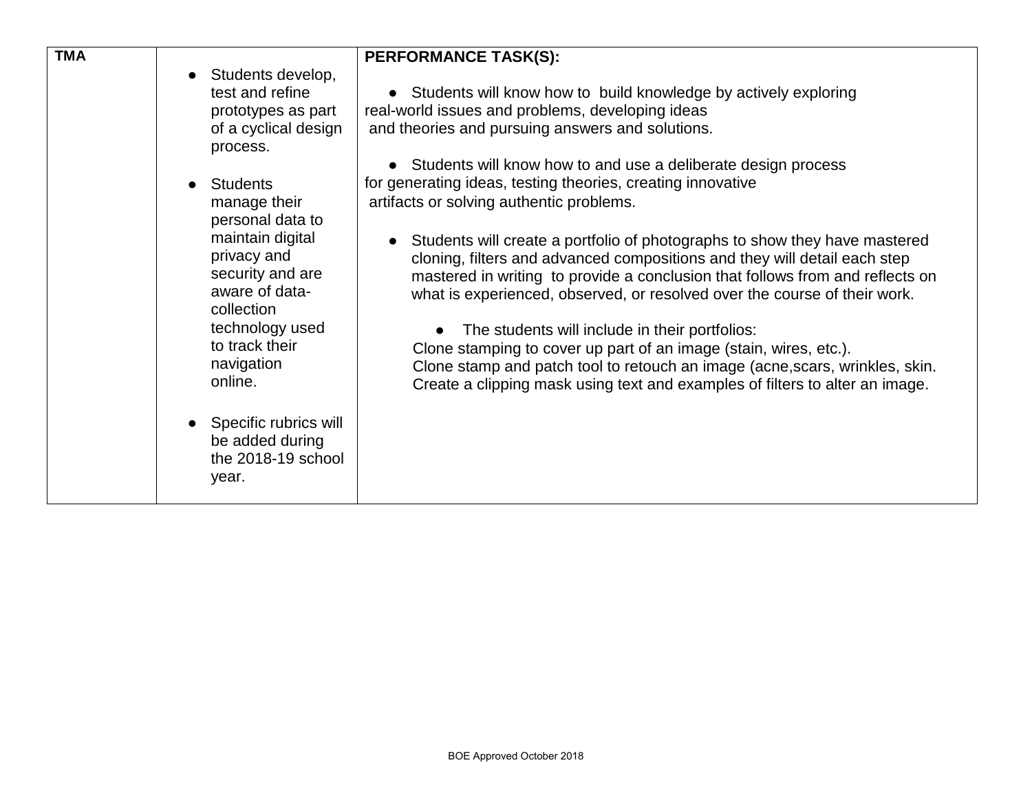| TMA | • Students develop, test and refine prototypes as part of a cyclical design process.<br><br>• Students manage their personal data to maintain digital privacy and security and are aware of data-collection technology used to track their navigation online.<br><br>• Specific rubrics will be added during the 2018-19 school year. | **PERFORMANCE TASK(S):**<br><br>• Students will know how to build knowledge by actively exploring real-world issues and problems, developing ideas and theories and pursuing answers and solutions.<br><br>• Students will know how to and use a deliberate design process for generating ideas, testing theories, creating innovative artifacts or solving authentic problems.<br><br>• Students will create a portfolio of photographs to show they have mastered cloning, filters and advanced compositions and they will detail each step mastered in writing to provide a conclusion that follows from and reflects on what is experienced, observed, or resolved over the course of their work.<br><br>• The students will include in their portfolios:<br>Clone stamping to cover up part of an image (stain, wires, etc.).<br>Clone stamp and patch tool to retouch an image (acne,scars, wrinkles, skin.<br>Create a clipping mask using text and examples of filters to alter an image. |
|---|---|---|

BOE Approved October 2018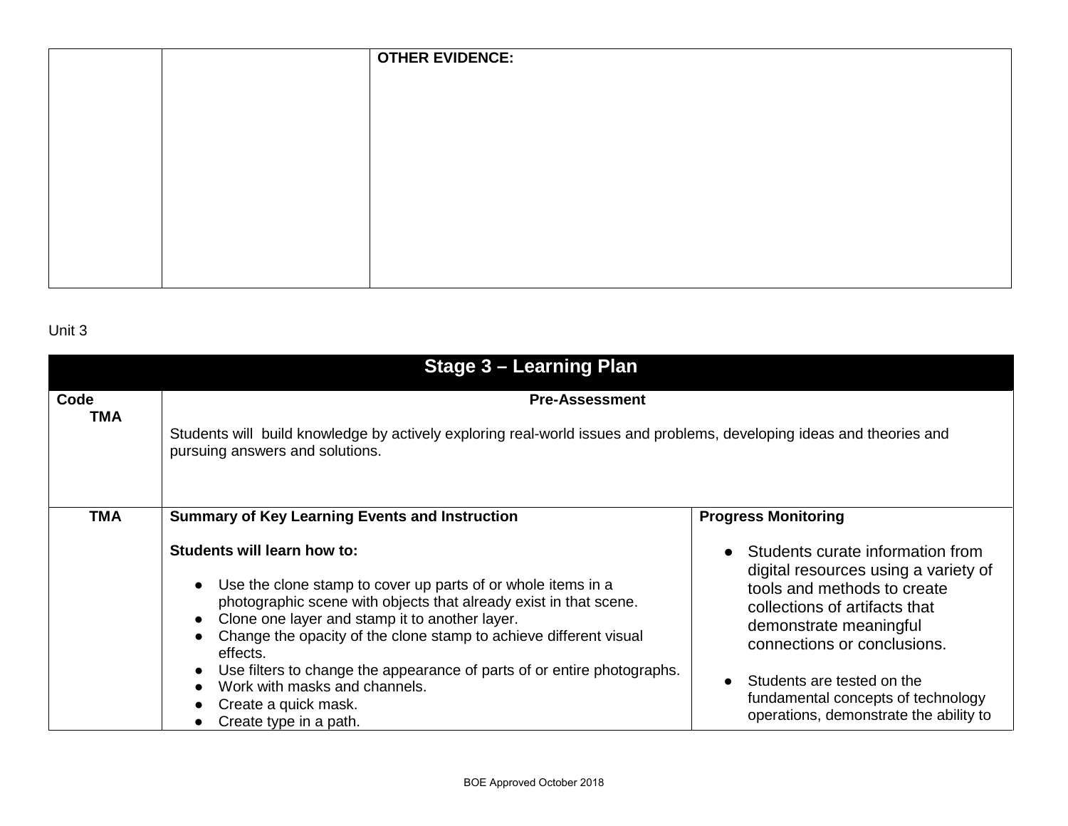| | | OTHER EVIDENCE: |
|---|---|---|

Unit 3

| Stage 3 – Learning Plan | | |
|---|---|---|
| **Code**<br>**TMA** | **Pre-Assessment**<br><br>Students will build knowledge by actively exploring real-world issues and problems, developing ideas and theories and pursuing answers and solutions. | |
| **TMA** | **Summary of Key Learning Events and Instruction**<br><br>**Students will learn how to:**<br><ul><li>Use the clone stamp to cover up parts of or whole items in a photographic scene with objects that already exist in that scene.</li><li>Clone one layer and stamp it to another layer.</li><li>Change the opacity of the clone stamp to achieve different visual effects.</li><li>Use filters to change the appearance of parts of or entire photographs.</li><li>Work with masks and channels.</li><li>Create a quick mask.</li><li>Create type in a path.</li></ul> | **Progress Monitoring**<br><ul><li>Students curate information from digital resources using a variety of tools and methods to create collections of artifacts that demonstrate meaningful connections or conclusions.</li><li>Students are tested on the fundamental concepts of technology operations, demonstrate the ability to</li></ul> |

BOE Approved October 2018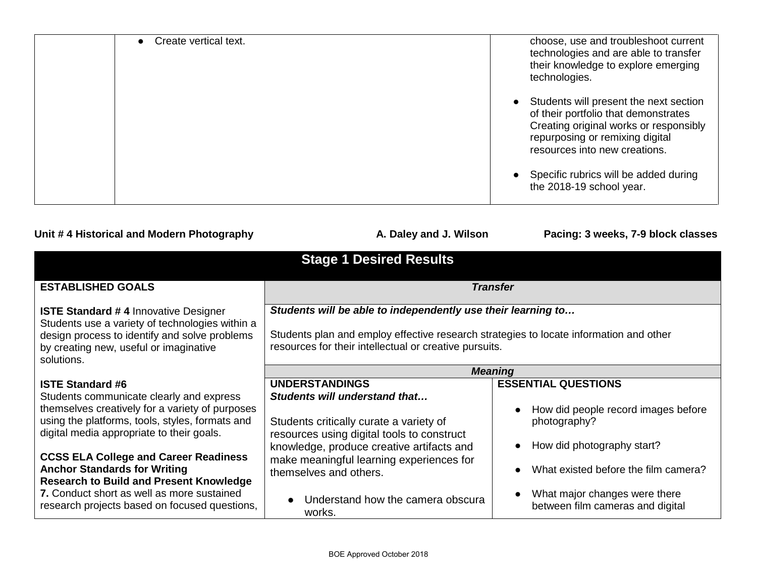| | ● Create vertical text. | choose, use and troubleshoot current technologies and are able to transfer their knowledge to explore emerging technologies.<br><br>● Students will present the next section of their portfolio that demonstrates Creating original works or responsibly repurposing or remixing digital resources into new creations.<br><br>● Specific rubrics will be added during the 2018-19 school year. |
|---|---|---|

**Unit # 4 Historical and Modern Photography** **A. Daley and J. Wilson** **Pacing: 3 weeks, 7-9 block classes**

| **Stage 1 Desired Results** | | |
|---|---|---|
| **ESTABLISHED GOALS**<br><br>**ISTE Standard # 4** Innovative Designer Students use a variety of technologies within a design process to identify and solve problems by creating new, useful or imaginative solutions.<br><br>**ISTE Standard #6** Students communicate clearly and express themselves creatively for a variety of purposes using the platforms, tools, styles, formats and digital media appropriate to their goals.<br><br>**CCSS ELA College and Career Readiness Anchor Standards for Writing Research to Build and Present Knowledge**<br>**7.** Conduct short as well as more sustained research projects based on focused questions, | ***Transfer***<br><br>***Students will be able to independently use their learning to…***<br><br>Students plan and employ effective research strategies to locate information and other resources for their intellectual or creative pursuits. | |
| | ***Meaning*** | |
| | **UNDERSTANDINGS**<br>***Students will understand that…***<br><br>Students critically curate a variety of resources using digital tools to construct knowledge, produce creative artifacts and make meaningful learning experiences for themselves and others.<br><br>● Understand how the camera obscura works. | **ESSENTIAL QUESTIONS**<br><br>● How did people record images before photography?<br><br>● How did photography start?<br><br>● What existed before the film camera?<br><br>● What major changes were there between film cameras and digital |

BOE Approved October 2018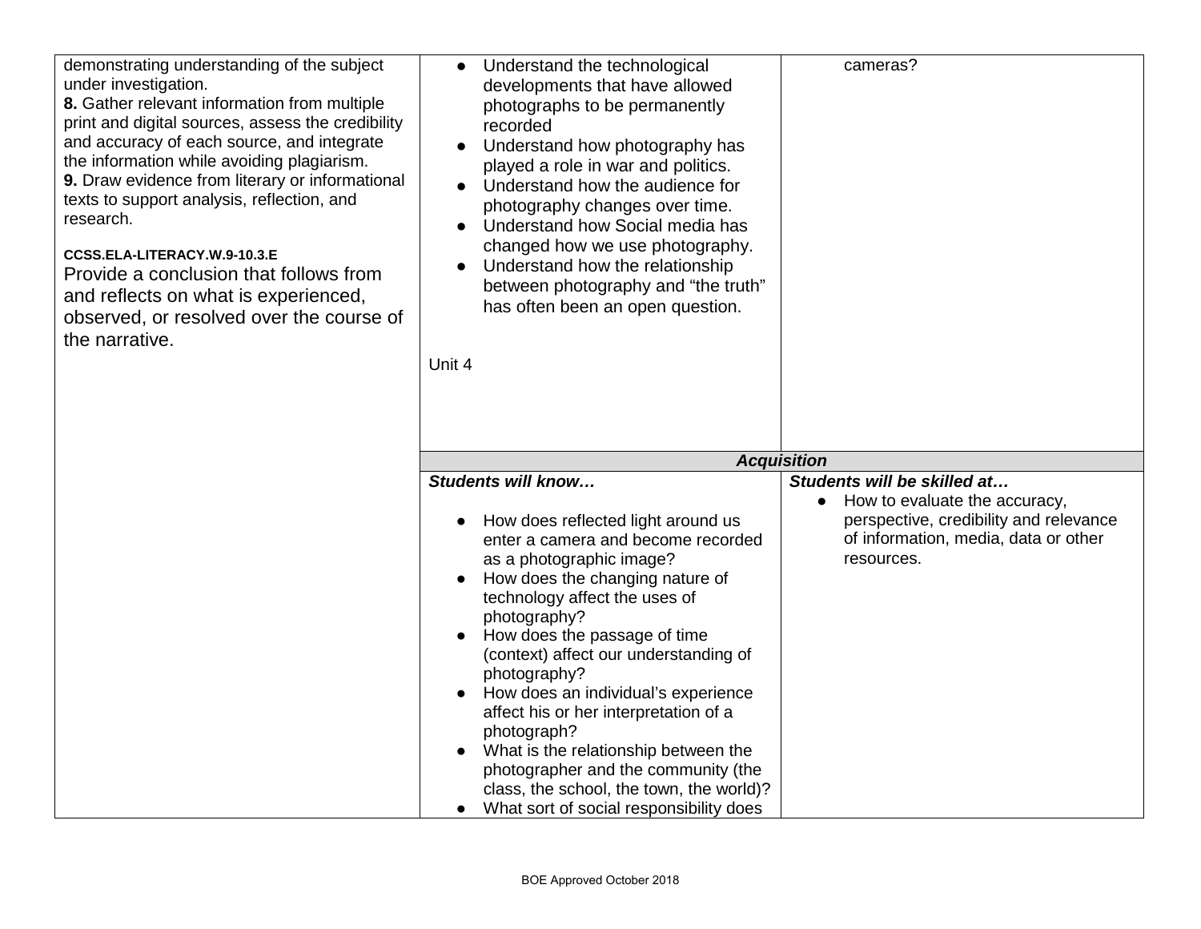| | | |
|---|---|---|
| demonstrating understanding of the subject under investigation.<br>**8.** Gather relevant information from multiple print and digital sources, assess the credibility and accuracy of each source, and integrate the information while avoiding plagiarism.<br>**9.** Draw evidence from literary or informational texts to support analysis, reflection, and research.<br><br>**CCSS.ELA-LITERACY.W.9-10.3.E**<br>Provide a conclusion that follows from and reflects on what is experienced, observed, or resolved over the course of the narrative. | ● Understand the technological developments that have allowed photographs to be permanently recorded<br>● Understand how photography has played a role in war and politics.<br>● Understand how the audience for photography changes over time.<br>● Understand how Social media has changed how we use photography.<br>● Understand how the relationship between photography and "the truth" has often been an open question.<br><br>Unit 4 | cameras? |
| | ***Acquisition*** | |
| | ***Students will know…***<br><br>● How does reflected light around us enter a camera and become recorded as a photographic image?<br>● How does the changing nature of technology affect the uses of photography?<br>● How does the passage of time (context) affect our understanding of photography?<br>● How does an individual's experience affect his or her interpretation of a photograph?<br>● What is the relationship between the photographer and the community (the class, the school, the town, the world)?<br>● What sort of social responsibility does | ***Students will be skilled at…***<br>● How to evaluate the accuracy, perspective, credibility and relevance of information, media, data or other resources. |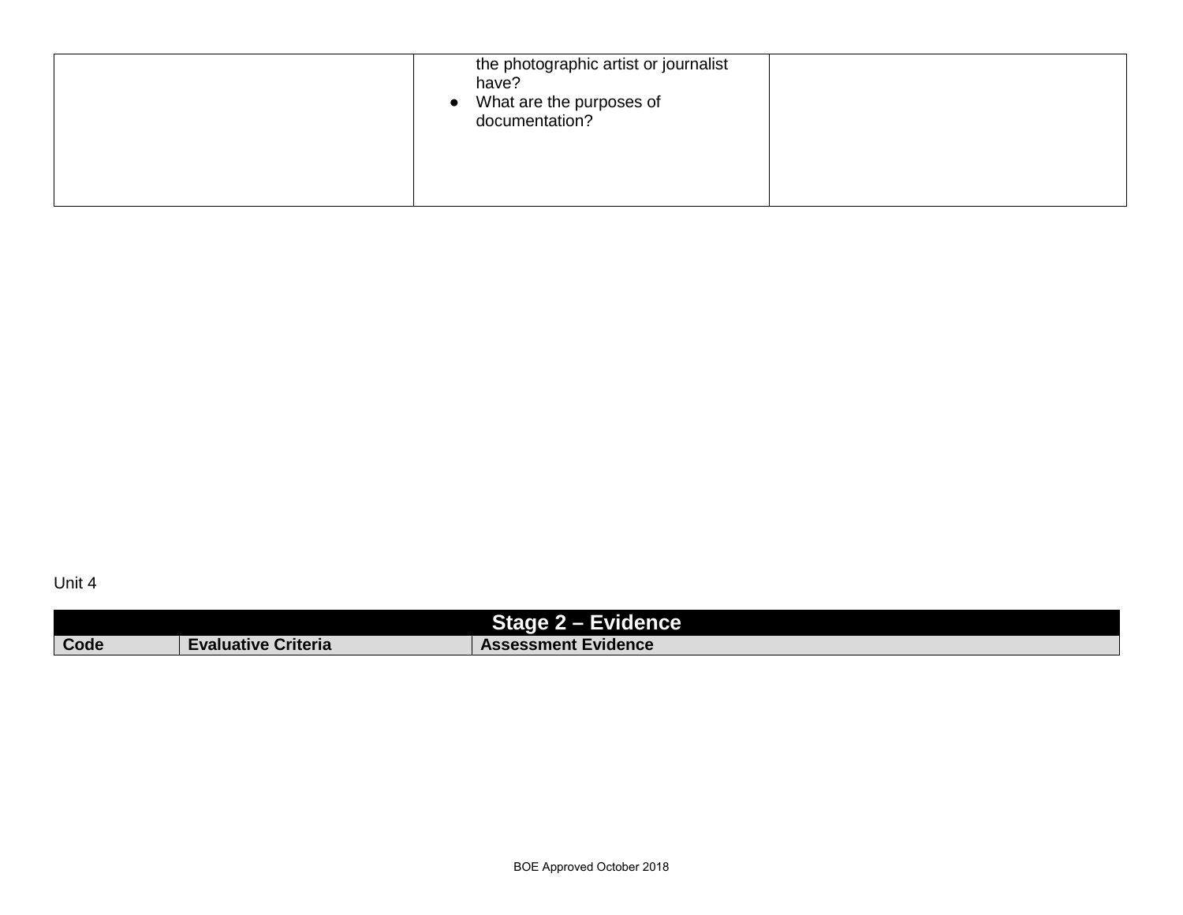| | | |
|---|---|---|
| | the photographic artist or journalist have?<br>● What are the purposes of documentation? | |

Unit 4

| Stage 2 – Evidence | | |
|---|---|---|
| **Code** | **Evaluative Criteria** | **Assessment Evidence** |

BOE Approved October 2018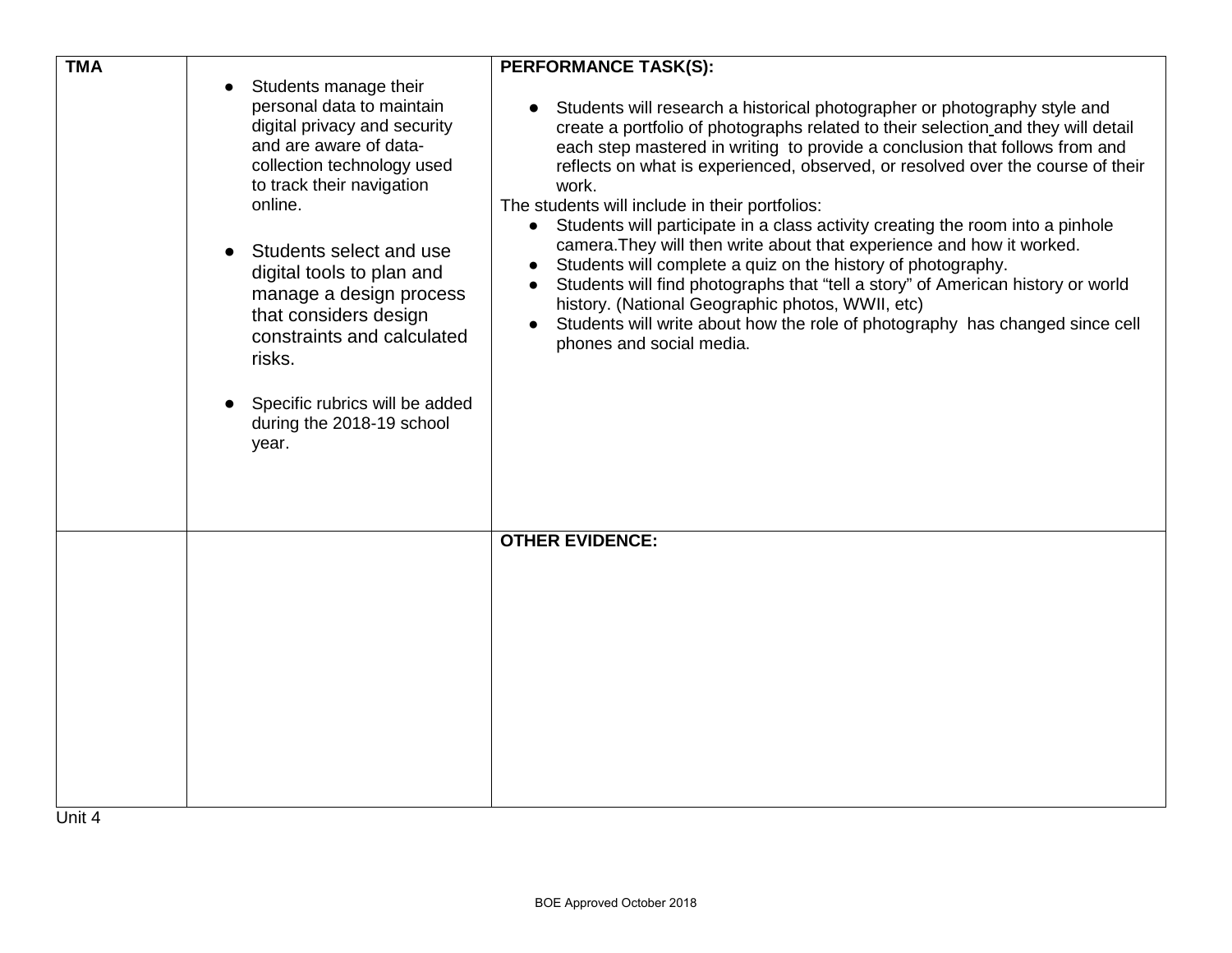| TMA | <ul><li>Students manage their personal data to maintain digital privacy and security and are aware of data-collection technology used to track their navigation online.</li><li>Students select and use digital tools to plan and manage a design process that considers design constraints and calculated risks.</li><li>Specific rubrics will be added during the 2018-19 school year.</li></ul> | **PERFORMANCE TASK(S):**<ul><li>Students will research a historical photographer or photography style and create a portfolio of photographs related to their selection and they will detail each step mastered in writing to provide a conclusion that follows from and reflects on what is experienced, observed, or resolved over the course of their work.</li></ul>The students will include in their portfolios:<ul><li>Students will participate in a class activity creating the room into a pinhole camera.They will then write about that experience and how it worked.</li><li>Students will complete a quiz on the history of photography.</li><li>Students will find photographs that "tell a story" of American history or world history. (National Geographic photos, WWII, etc)</li><li>Students will write about how the role of photography has changed since cell phones and social media.</li></ul> |
|---|---|---|
| | | **OTHER EVIDENCE:** |

Unit 4

BOE Approved October 2018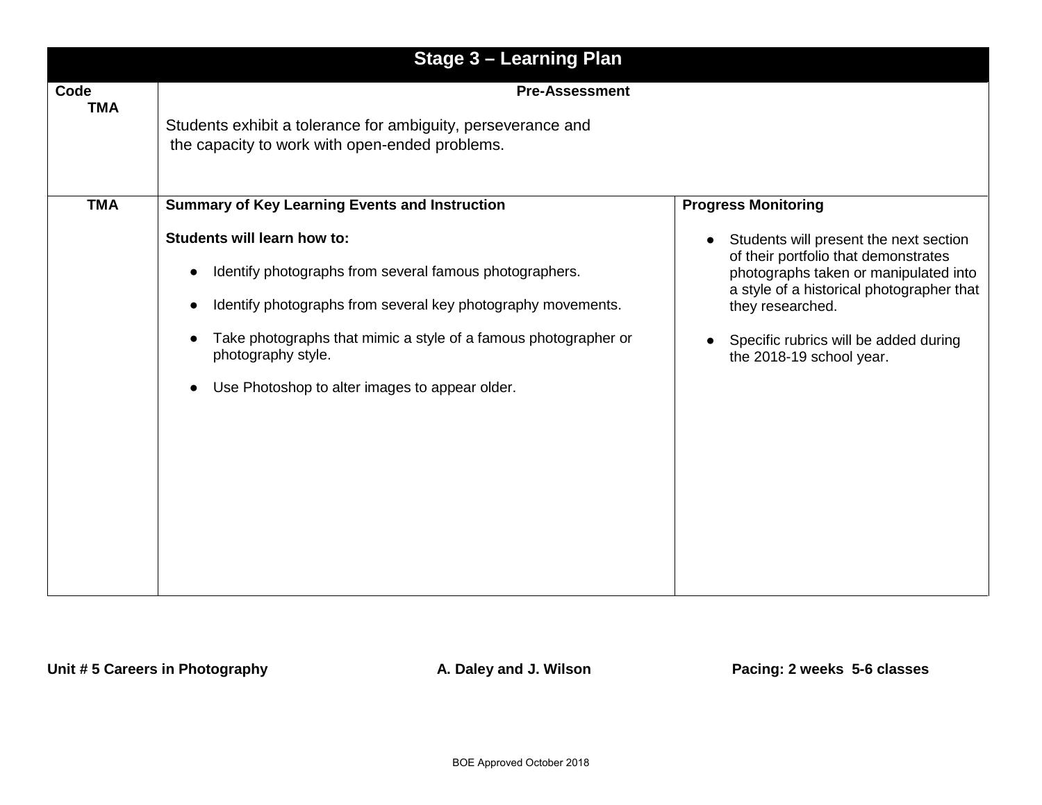## Stage 3 – Learning Plan

| Code | Pre-Assessment | |
|---|---|---|
| TMA | Students exhibit a tolerance for ambiguity, perseverance and the capacity to work with open-ended problems. | |
| TMA | **Summary of Key Learning Events and Instruction**<br><br>**Students will learn how to:**<br><br>● Identify photographs from several famous photographers.<br><br>● Identify photographs from several key photography movements.<br><br>● Take photographs that mimic a style of a famous photographer or photography style.<br><br>● Use Photoshop to alter images to appear older. | **Progress Monitoring**<br><br>● Students will present the next section of their portfolio that demonstrates photographs taken or manipulated into a style of a historical photographer that they researched.<br><br>● Specific rubrics will be added during the 2018-19 school year. |

**Unit # 5 Careers in Photography** **A. Daley and J. Wilson** **Pacing: 2 weeks 5-6 classes**

BOE Approved October 2018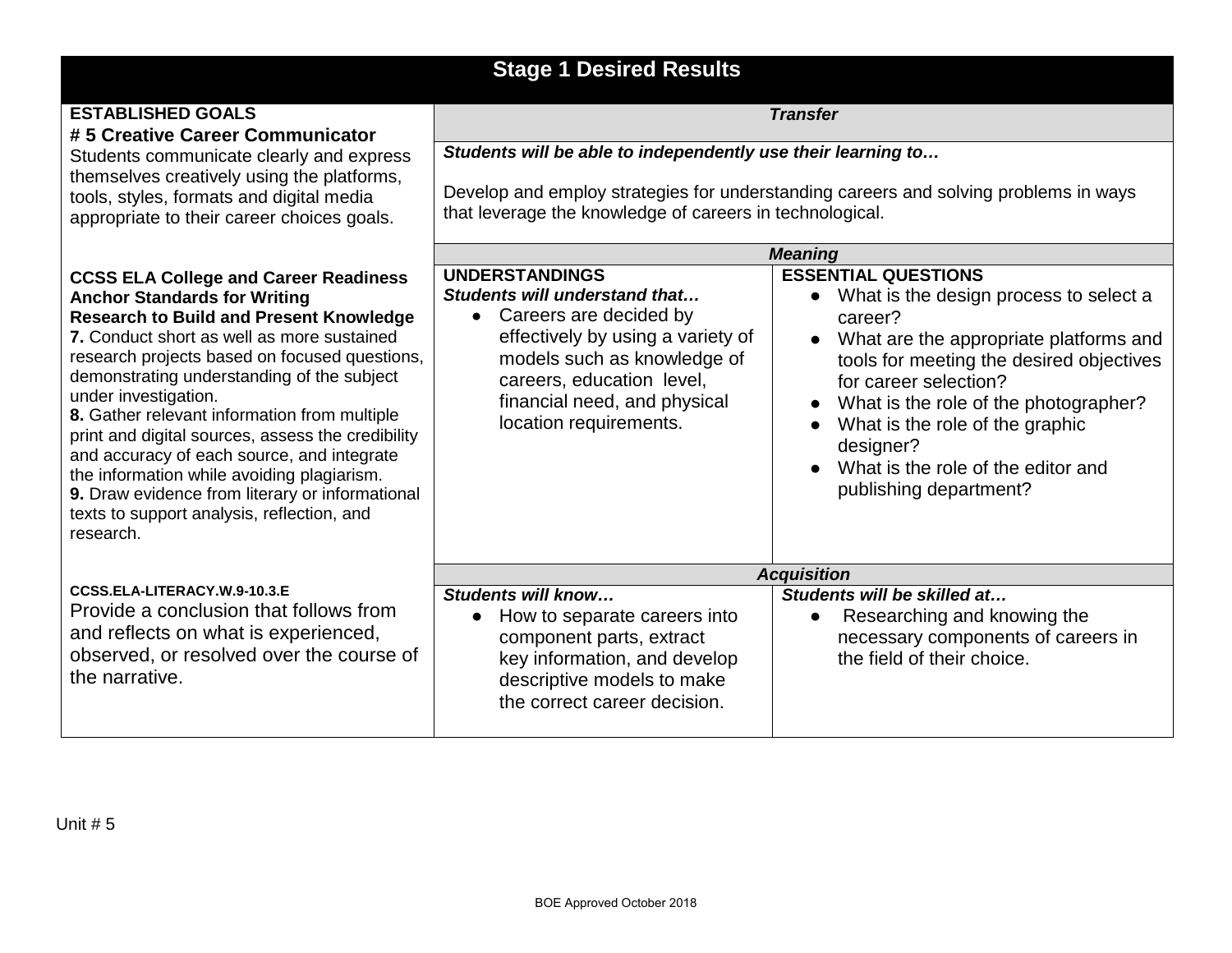# Stage 1 Desired Results

| ESTABLISHED GOALS | Transfer | |
|---|---|---|
| **# 5 Creative Career Communicator**<br>Students communicate clearly and express themselves creatively using the platforms, tools, styles, formats and digital media appropriate to their career choices goals. | ***Students will be able to independently use their learning to…***<br><br>Develop and employ strategies for understanding careers and solving problems in ways that leverage the knowledge of careers in technological. | |
| | ***Meaning*** | |
| **CCSS ELA College and Career Readiness Anchor Standards for Writing**<br>**Research to Build and Present Knowledge**<br>**7.** Conduct short as well as more sustained research projects based on focused questions, demonstrating understanding of the subject under investigation.<br>**8.** Gather relevant information from multiple print and digital sources, assess the credibility and accuracy of each source, and integrate the information while avoiding plagiarism.<br>**9.** Draw evidence from literary or informational texts to support analysis, reflection, and research. | **UNDERSTANDINGS**<br>***Students will understand that…***<br>● Careers are decided by effectively by using a variety of models such as knowledge of careers, education level, financial need, and physical location requirements. | **ESSENTIAL QUESTIONS**<br>● What is the design process to select a career?<br>● What are the appropriate platforms and tools for meeting the desired objectives for career selection?<br>● What is the role of the photographer?<br>● What is the role of the graphic designer?<br>● What is the role of the editor and publishing department? |
| | ***Acquisition*** | |
| **CCSS.ELA-LITERACY.W.9-10.3.E**<br>Provide a conclusion that follows from and reflects on what is experienced, observed, or resolved over the course of the narrative. | ***Students will know…***<br>● How to separate careers into component parts, extract key information, and develop descriptive models to make the correct career decision. | ***Students will be skilled at…***<br>● Researching and knowing the necessary components of careers in the field of their choice. |

Unit # 5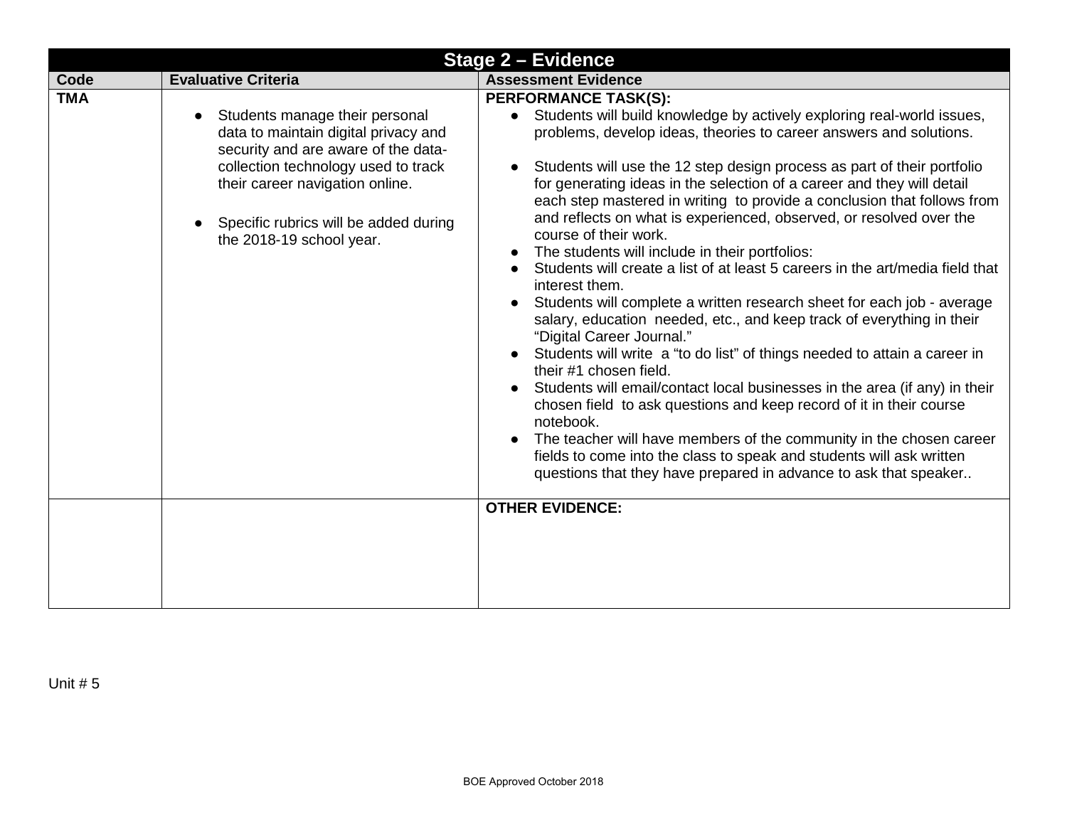| Stage 2 – Evidence | | |
|---|---|---|
| **Code** | **Evaluative Criteria** | **Assessment Evidence** |
| **TMA** | • Students manage their personal data to maintain digital privacy and security and are aware of the data-collection technology used to track their career navigation online.<br><br>• Specific rubrics will be added during the 2018-19 school year. | **PERFORMANCE TASK(S):**<br>• Students will build knowledge by actively exploring real-world issues, problems, develop ideas, theories to career answers and solutions.<br><br>• Students will use the 12 step design process as part of their portfolio for generating ideas in the selection of a career and they will detail each step mastered in writing to provide a conclusion that follows from and reflects on what is experienced, observed, or resolved over the course of their work.<br>• The students will include in their portfolios:<br>• Students will create a list of at least 5 careers in the art/media field that interest them.<br>• Students will complete a written research sheet for each job - average salary, education needed, etc., and keep track of everything in their "Digital Career Journal."<br>• Students will write a "to do list" of things needed to attain a career in their #1 chosen field.<br>• Students will email/contact local businesses in the area (if any) in their chosen field to ask questions and keep record of it in their course notebook.<br>• The teacher will have members of the community in the chosen career fields to come into the class to speak and students will ask written questions that they have prepared in advance to ask that speaker.. |
| | | **OTHER EVIDENCE:** |

Unit # 5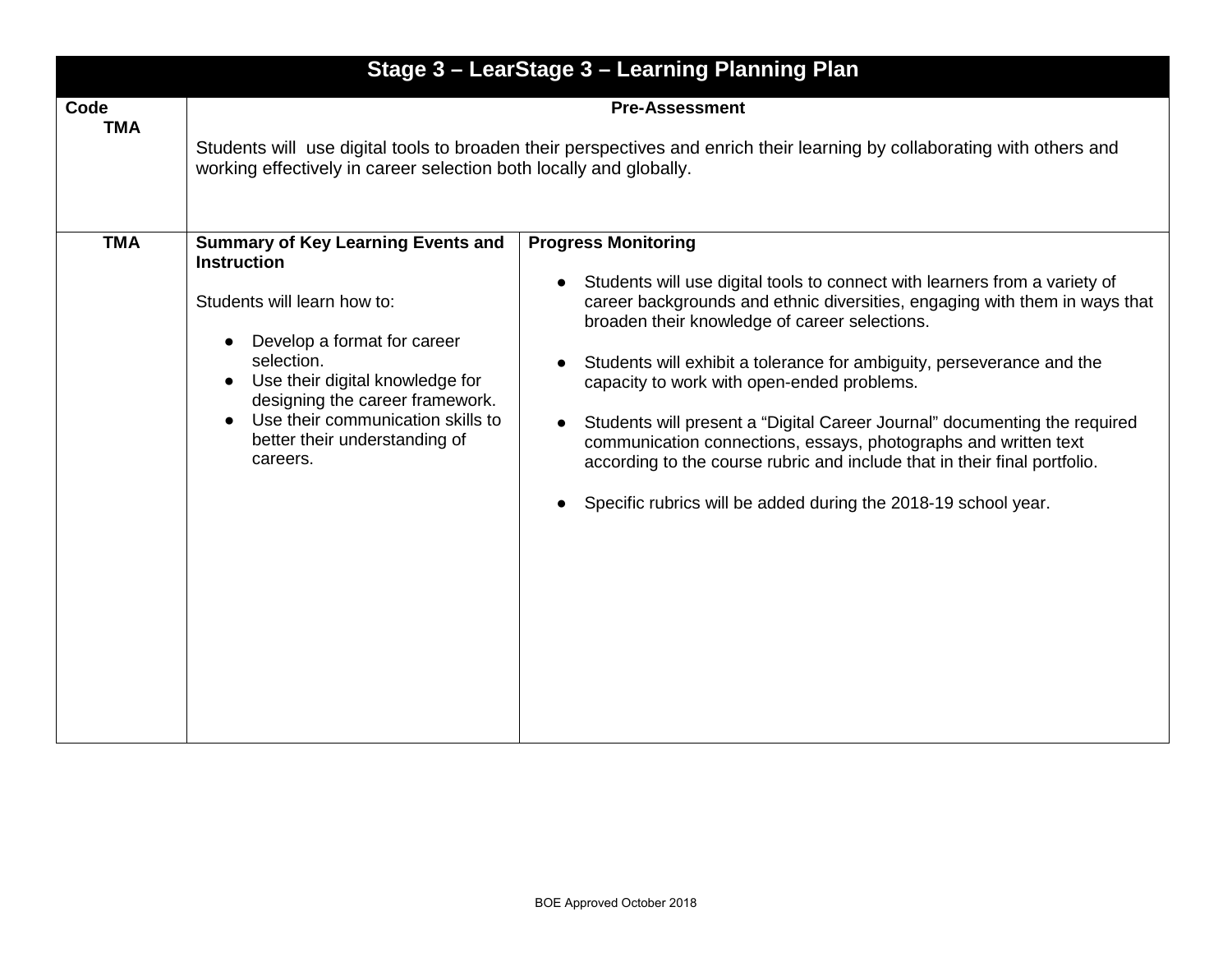| Stage 3 – LearStage 3 – Learning Planning Plan | | |
|---|---|---|
| **Code** **TMA** | **Pre-Assessment** Students will use digital tools to broaden their perspectives and enrich their learning by collaborating with others and working effectively in career selection both locally and globally. | |
| **TMA** | **Summary of Key Learning Events and Instruction** Students will learn how to: <br>• Develop a format for career selection.<br>• Use their digital knowledge for designing the career framework.<br>• Use their communication skills to better their understanding of careers. | **Progress Monitoring** <br>• Students will use digital tools to connect with learners from a variety of career backgrounds and ethnic diversities, engaging with them in ways that broaden their knowledge of career selections.<br>• Students will exhibit a tolerance for ambiguity, perseverance and the capacity to work with open-ended problems.<br>• Students will present a "Digital Career Journal" documenting the required communication connections, essays, photographs and written text according to the course rubric and include that in their final portfolio.<br>• Specific rubrics will be added during the 2018-19 school year. |

BOE Approved October 2018